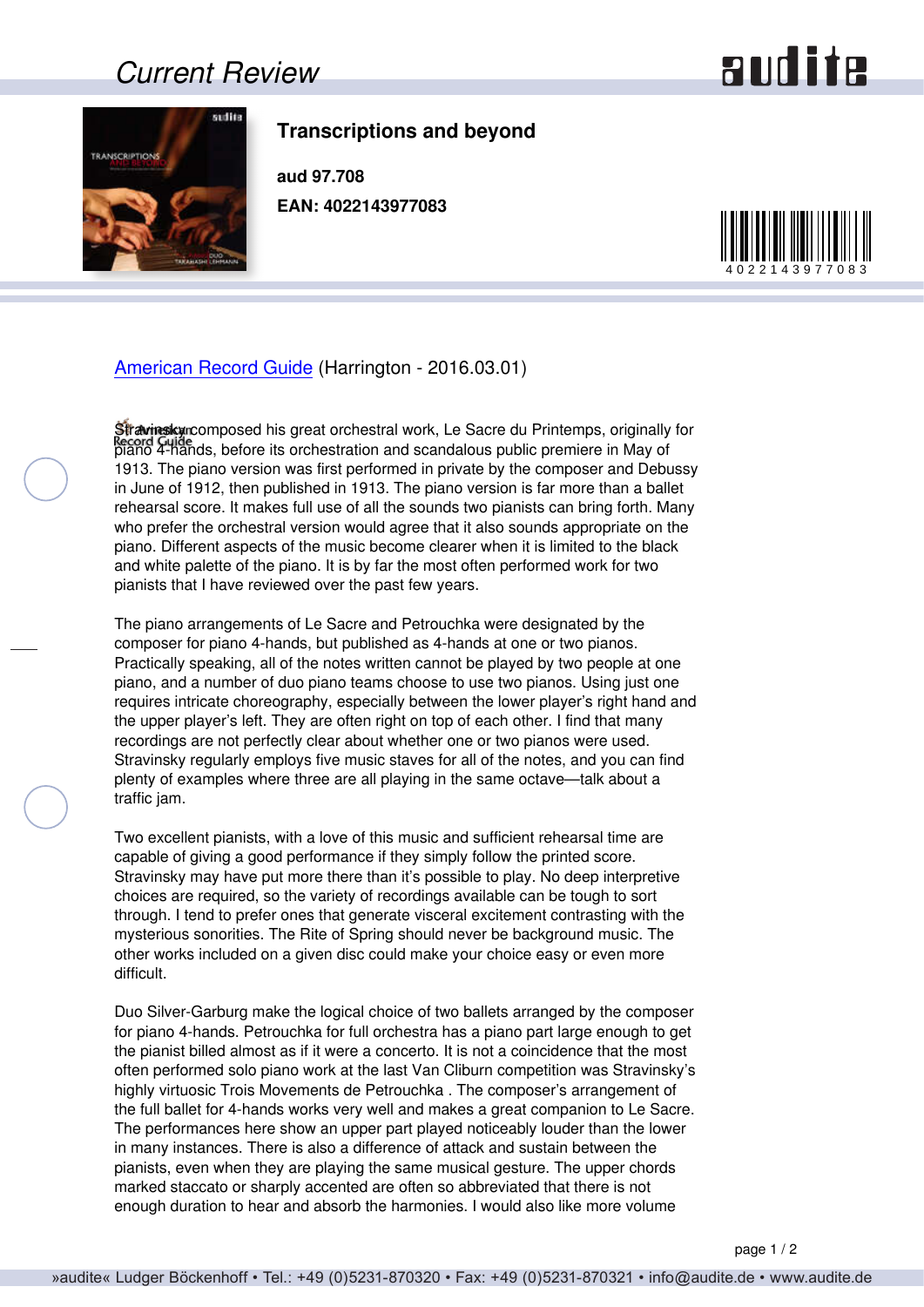# Transcriptions and beyond

**aud 97.708**

**EAN: 4022143977083**

[American Record Guide](American Record Guide) (Harrington - 2016.03.01)

Stravinsky composed his great orchestral work, Le Sacre du Printemps, originally for piano 4-hands, before its orchestration and scandalous public premiere in May of 1913. The piano version was first performed in private by the composer and Debussy in June of 1912, then published in 1913. The piano version is far more than a ballet rehearsal score. It makes full use of all the sounds two pianists can bring forth. Many who prefer the orchestral version would agree that it also sounds appropriate on the piano. Different aspects of the music become clearer when it is limited to the black and white palette of the piano. It is by far the most often performed work for two pianists that I have reviewed over the past few years.

The piano arrangements of Le Sacre and Petrouchka were designated by the composer for piano 4-hands, but published as 4-hands at one or two pianos. Practically speaking, all of the notes written cannot be played by two people at one piano, and a number of duo piano teams choose to use two pianos. Using just one requires intricate choreography, especially between the lower player's right hand and the upper player's left. They are often right on top of each other. I find that many recordings are not perfectly clear about whether one or two pianos were used. Stravinsky regularly employs five music staves for all of the notes, and you can find plenty of examples where three are all playing in the same octave—talk about a traffic jam.

Two excellent pianists, with a love of this music and sufficient rehearsal time are capable of giving a good performance if they simply follow the printed score. Stravinsky may have put more there than it's possible to play. No deep interpretive choices are required, so the variety of recordings available can be tough to sort through. I tend to prefer ones that generate visceral excitement contrasting with the mysterious sonorities. The Rite of Spring should never be background music. The other works included on a given disc could make your choice easy or even more difficult.

Duo Silver-Garburg make the logical choice of two ballets arranged by the composer for piano 4-hands. Petrouchka for full orchestra has a piano part large enough to get the pianist billed almost as if it were a concerto. It is not a coincidence that the most often performed solo piano work at the last Van Cliburn competition was Stravinsky's highly virtuosic Trois Movements de Petrouchka . The composer's arrangement of the full ballet for 4-hands works very well and makes a great companion to Le Sacre. The performances here show an upper part played noticeably louder than the lower in many instances. There is also a difference of attack and sustain between the pianists, even when they are playing the same musical gesture. The upper chords marked staccato or sharply accented are often so abbreviated that there is not enough duration to hear and absorb the harmonies. I would also like more volume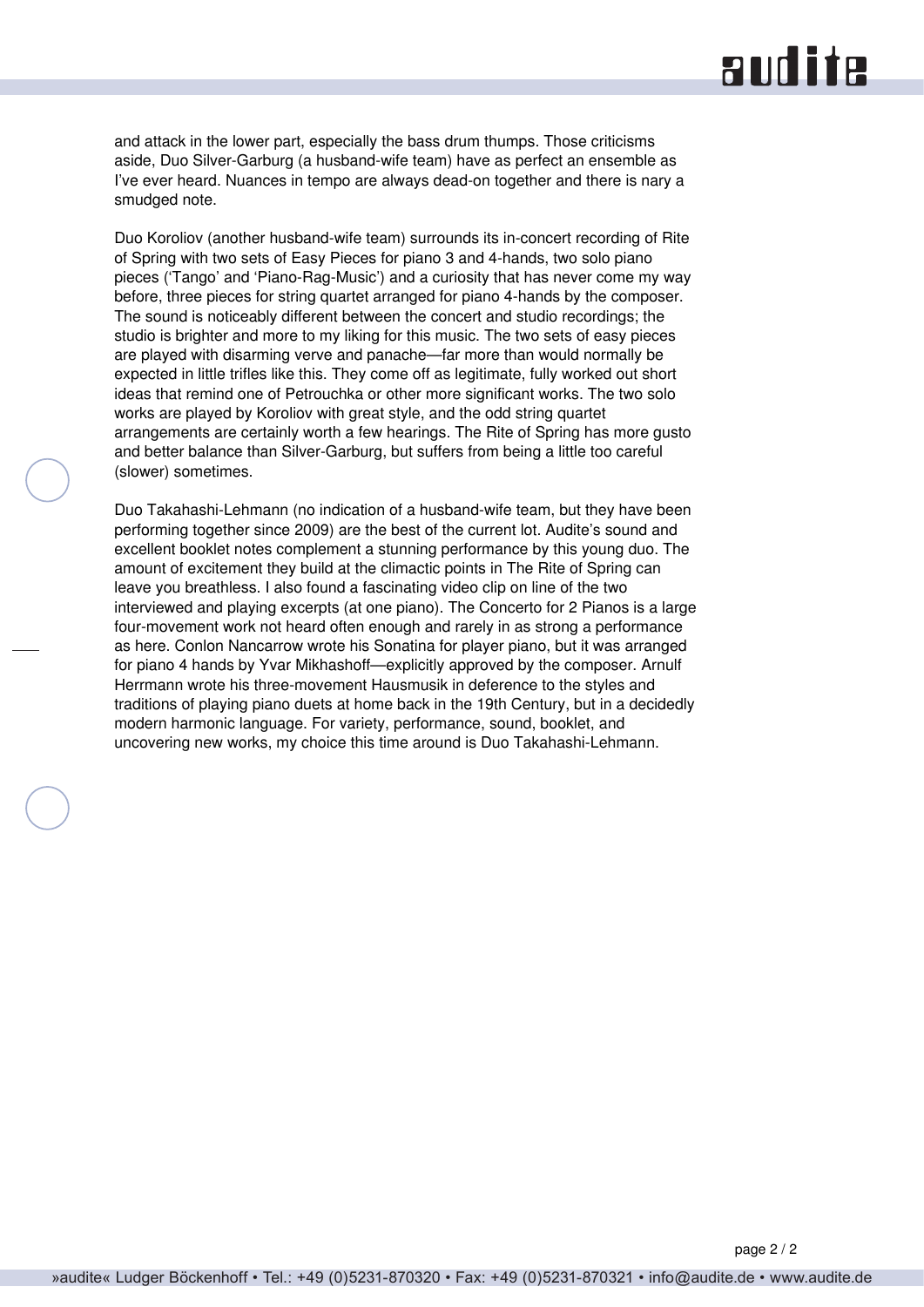and attack in the lower part, especially the bass drum thumps. Those criticisms aside, Duo Silver-Garburg (a husband-wife team) have as perfect an ensemble as I've ever heard. Nuances in tempo are always dead-on together and there is nary a smudged note.

Duo Koroliov (another husband-wife team) surrounds its in-concert recording of Rite of Spring with two sets of Easy Pieces for piano 3 and 4-hands, two solo piano pieces ('Tango' and 'Piano-Rag-Music') and a curiosity that has never come my way before, three pieces for string quartet arranged for piano 4-hands by the composer. The sound is noticeably different between the concert and studio recordings; the studio is brighter and more to my liking for this music. The two sets of easy pieces are played with disarming verve and panache—far more than would normally be expected in little trifles like this. They come off as legitimate, fully worked out short ideas that remind one of Petrouchka or other more significant works. The two solo works are played by Koroliov with great style, and the odd string quartet arrangements are certainly worth a few hearings. The Rite of Spring has more gusto and better balance than Silver-Garburg, but suffers from being a little too careful (slower) sometimes.

Duo Takahashi-Lehmann (no indication of a husband-wife team, but they have been performing together since 2009) are the best of the current lot. Audite's sound and excellent booklet notes complement a stunning performance by this young duo. The amount of excitement they build at the climactic points in The Rite of Spring can leave you breathless. I also found a fascinating video clip on line of the two interviewed and playing excerpts (at one piano). The Concerto for 2 Pianos is a large four-movement work not heard often enough and rarely in as strong a performance as here. Conlon Nancarrow wrote his Sonatina for player piano, but it was arranged for piano 4 hands by Yvar Mikhashoff—explicitly approved by the composer. Arnulf Herrmann wrote his three-movement Hausmusik in deference to the styles and traditions of playing piano duets at home back in the 19th Century, but in a decidedly modern harmonic language. For variety, performance, sound, booklet, and uncovering new works, my choice this time around is Duo Takahashi-Lehmann.